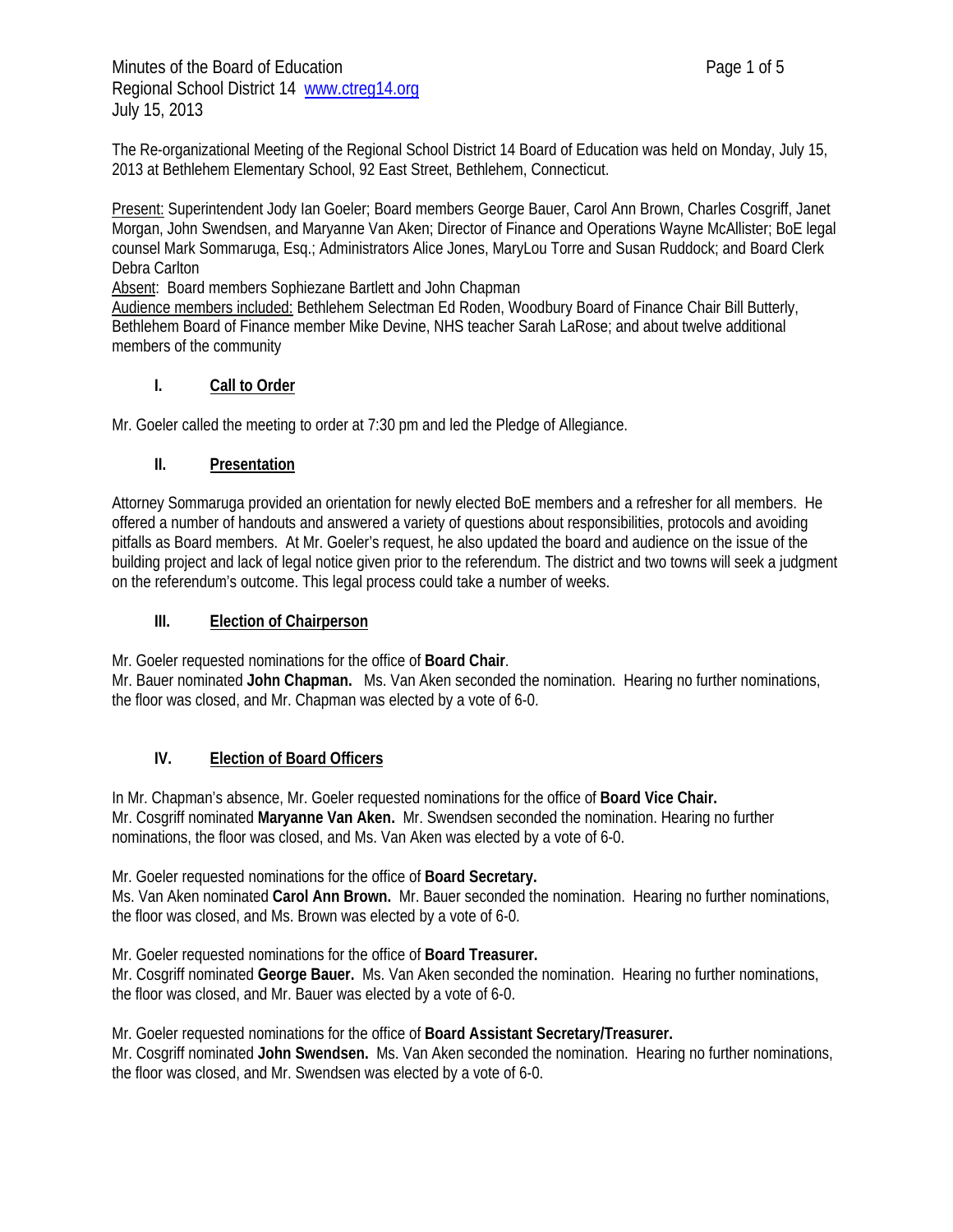The Re-organizational Meeting of the Regional School District 14 Board of Education was held on Monday, July 15, 2013 at Bethlehem Elementary School, 92 East Street, Bethlehem, Connecticut.

Present: Superintendent Jody Ian Goeler; Board members George Bauer, Carol Ann Brown, Charles Cosgriff, Janet Morgan, John Swendsen, and Maryanne Van Aken; Director of Finance and Operations Wayne McAllister; BoE legal counsel Mark Sommaruga, Esq.; Administrators Alice Jones, MaryLou Torre and Susan Ruddock; and Board Clerk Debra Carlton

Absent: Board members Sophiezane Bartlett and John Chapman

Audience members included: Bethlehem Selectman Ed Roden, Woodbury Board of Finance Chair Bill Butterly, Bethlehem Board of Finance member Mike Devine, NHS teacher Sarah LaRose; and about twelve additional members of the community

## I. Call to Order

Mr. Goeler called the meeting to order at 7:30 pm and led the Pledge of Allegiance.

## II. Presentation

Attorney Sommaruga provided an orientation for newly elected BoE members and a refresher for all members. He offered a number of handouts and answered a variety of questions about responsibilities, protocols and avoiding pitfalls as Board members. At Mr. Goeler's request, he also updated the board and audience on the issue of the building project and lack of legal notice given prior to the referendum. The district and two towns will seek a judgment on the referendum's outcome. This legal process could take a number of weeks.

## III. Election of Chairperson

Mr. Goeler requested nominations for the office of **Board Chair**.
Mr. Bauer nominated **John Chapman.** Ms. Van Aken seconded the nomination. Hearing no further nominations, the floor was closed, and Mr. Chapman was elected by a vote of 6-0.

## IV. Election of Board Officers

In Mr. Chapman's absence, Mr. Goeler requested nominations for the office of **Board Vice Chair.**
Mr. Cosgriff nominated **Maryanne Van Aken.** Mr. Swendsen seconded the nomination. Hearing no further nominations, the floor was closed, and Ms. Van Aken was elected by a vote of 6-0.

Mr. Goeler requested nominations for the office of **Board Secretary.**
Ms. Van Aken nominated **Carol Ann Brown.** Mr. Bauer seconded the nomination. Hearing no further nominations, the floor was closed, and Ms. Brown was elected by a vote of 6-0.

Mr. Goeler requested nominations for the office of **Board Treasurer.**
Mr. Cosgriff nominated **George Bauer.** Ms. Van Aken seconded the nomination. Hearing no further nominations, the floor was closed, and Mr. Bauer was elected by a vote of 6-0.

Mr. Goeler requested nominations for the office of **Board Assistant Secretary/Treasurer.**
Mr. Cosgriff nominated **John Swendsen.** Ms. Van Aken seconded the nomination. Hearing no further nominations, the floor was closed, and Mr. Swendsen was elected by a vote of 6-0.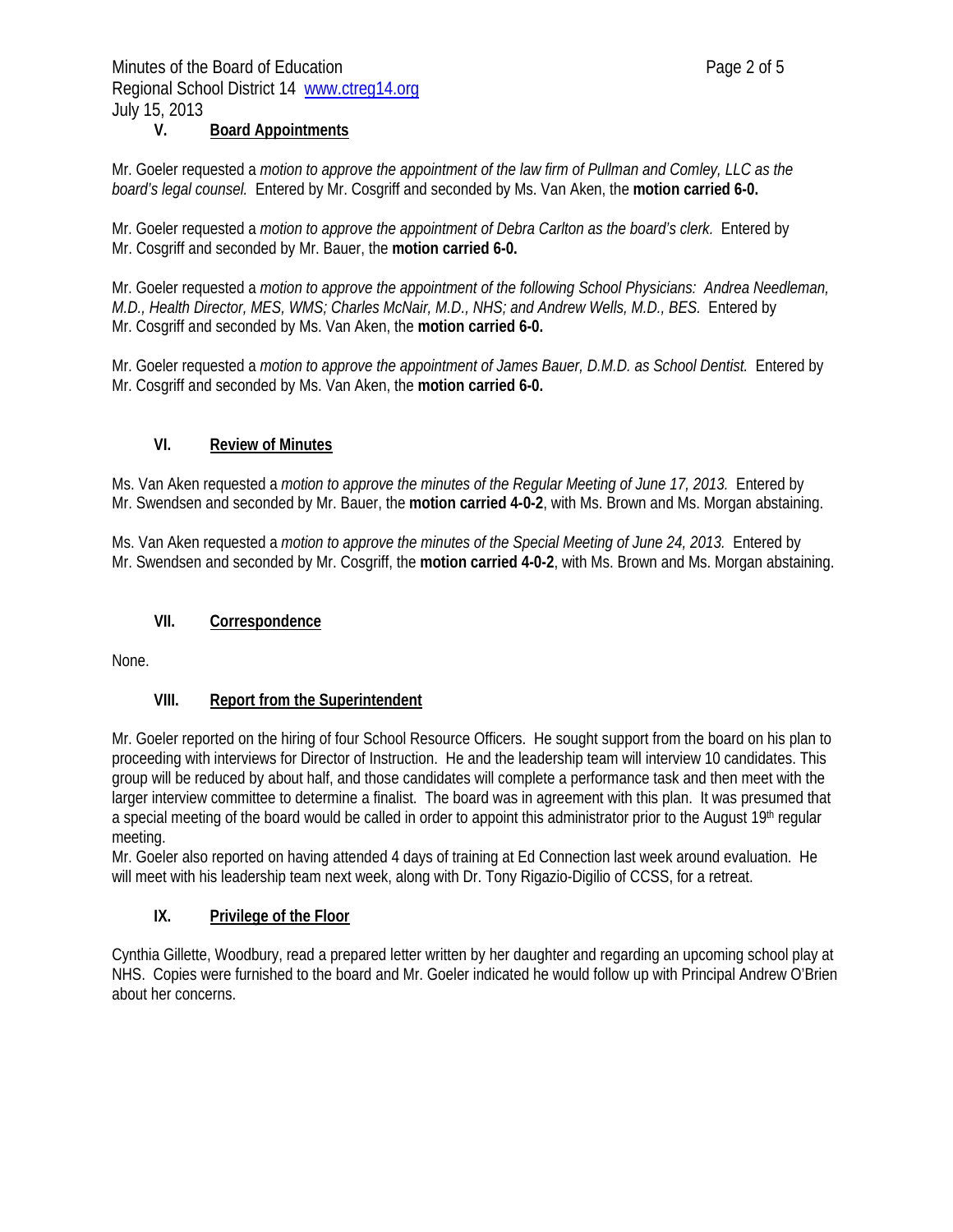## V. Board Appointments

Mr. Goeler requested a *motion to approve the appointment of the law firm of Pullman and Comley, LLC as the board's legal counsel.* Entered by Mr. Cosgriff and seconded by Ms. Van Aken, the **motion carried 6-0.**

Mr. Goeler requested a *motion to approve the appointment of Debra Carlton as the board's clerk.* Entered by Mr. Cosgriff and seconded by Mr. Bauer, the **motion carried 6-0.**

Mr. Goeler requested a *motion to approve the appointment of the following School Physicians: Andrea Needleman, M.D., Health Director, MES, WMS; Charles McNair, M.D., NHS; and Andrew Wells, M.D., BES.* Entered by Mr. Cosgriff and seconded by Ms. Van Aken, the **motion carried 6-0.**

Mr. Goeler requested a *motion to approve the appointment of James Bauer, D.M.D. as School Dentist.* Entered by Mr. Cosgriff and seconded by Ms. Van Aken, the **motion carried 6-0.**

## VI. Review of Minutes

Ms. Van Aken requested a *motion to approve the minutes of the Regular Meeting of June 17, 2013.* Entered by Mr. Swendsen and seconded by Mr. Bauer, the **motion carried 4-0-2**, with Ms. Brown and Ms. Morgan abstaining.

Ms. Van Aken requested a *motion to approve the minutes of the Special Meeting of June 24, 2013.* Entered by Mr. Swendsen and seconded by Mr. Cosgriff, the **motion carried 4-0-2**, with Ms. Brown and Ms. Morgan abstaining.

## VII. Correspondence

None.

## VIII. Report from the Superintendent

Mr. Goeler reported on the hiring of four School Resource Officers. He sought support from the board on his plan to proceeding with interviews for Director of Instruction. He and the leadership team will interview 10 candidates. This group will be reduced by about half, and those candidates will complete a performance task and then meet with the larger interview committee to determine a finalist. The board was in agreement with this plan. It was presumed that a special meeting of the board would be called in order to appoint this administrator prior to the August 19th regular meeting.

Mr. Goeler also reported on having attended 4 days of training at Ed Connection last week around evaluation. He will meet with his leadership team next week, along with Dr. Tony Rigazio-Digilio of CCSS, for a retreat.

## IX. Privilege of the Floor

Cynthia Gillette, Woodbury, read a prepared letter written by her daughter and regarding an upcoming school play at NHS. Copies were furnished to the board and Mr. Goeler indicated he would follow up with Principal Andrew O'Brien about her concerns.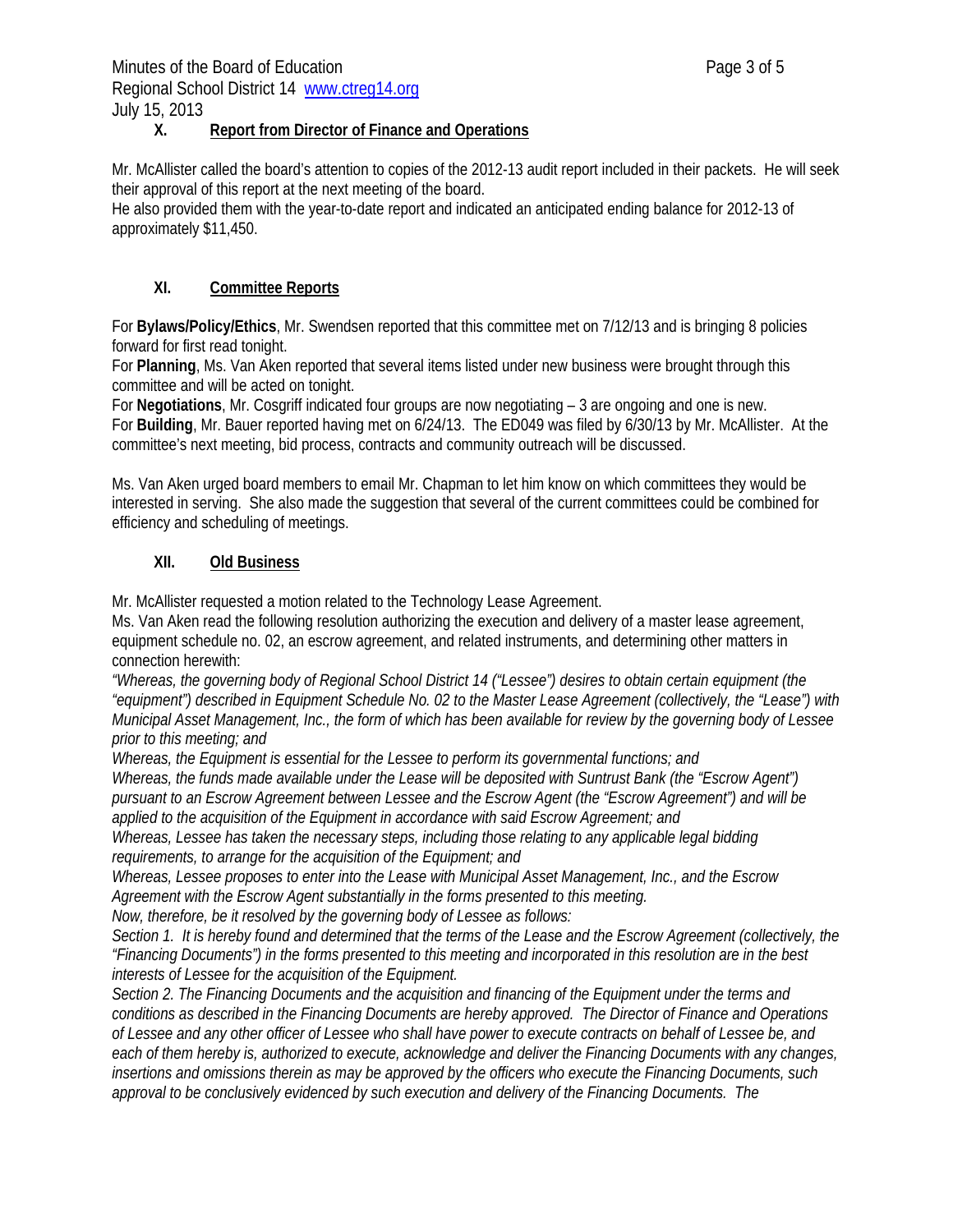### X. Report from Director of Finance and Operations

Mr. McAllister called the board's attention to copies of the 2012-13 audit report included in their packets. He will seek their approval of this report at the next meeting of the board.
He also provided them with the year-to-date report and indicated an anticipated ending balance for 2012-13 of approximately $11,450.

### XI. Committee Reports

For **Bylaws/Policy/Ethics**, Mr. Swendsen reported that this committee met on 7/12/13 and is bringing 8 policies forward for first read tonight.
For **Planning**, Ms. Van Aken reported that several items listed under new business were brought through this committee and will be acted on tonight.
For **Negotiations**, Mr. Cosgriff indicated four groups are now negotiating – 3 are ongoing and one is new.
For **Building**, Mr. Bauer reported having met on 6/24/13. The ED049 was filed by 6/30/13 by Mr. McAllister. At the committee's next meeting, bid process, contracts and community outreach will be discussed.

Ms. Van Aken urged board members to email Mr. Chapman to let him know on which committees they would be interested in serving. She also made the suggestion that several of the current committees could be combined for efficiency and scheduling of meetings.

### XII. Old Business

Mr. McAllister requested a motion related to the Technology Lease Agreement.
Ms. Van Aken read the following resolution authorizing the execution and delivery of a master lease agreement, equipment schedule no. 02, an escrow agreement, and related instruments, and determining other matters in connection herewith:
*"Whereas, the governing body of Regional School District 14 ("Lessee") desires to obtain certain equipment (the "equipment") described in Equipment Schedule No. 02 to the Master Lease Agreement (collectively, the "Lease") with Municipal Asset Management, Inc., the form of which has been available for review by the governing body of Lessee prior to this meeting; and*
*Whereas, the Equipment is essential for the Lessee to perform its governmental functions; and*
*Whereas, the funds made available under the Lease will be deposited with Suntrust Bank (the "Escrow Agent") pursuant to an Escrow Agreement between Lessee and the Escrow Agent (the "Escrow Agreement") and will be applied to the acquisition of the Equipment in accordance with said Escrow Agreement; and*
*Whereas, Lessee has taken the necessary steps, including those relating to any applicable legal bidding requirements, to arrange for the acquisition of the Equipment; and*
*Whereas, Lessee proposes to enter into the Lease with Municipal Asset Management, Inc., and the Escrow Agreement with the Escrow Agent substantially in the forms presented to this meeting.*
*Now, therefore, be it resolved by the governing body of Lessee as follows:*
*Section 1. It is hereby found and determined that the terms of the Lease and the Escrow Agreement (collectively, the "Financing Documents") in the forms presented to this meeting and incorporated in this resolution are in the best interests of Lessee for the acquisition of the Equipment.*
*Section 2. The Financing Documents and the acquisition and financing of the Equipment under the terms and conditions as described in the Financing Documents are hereby approved. The Director of Finance and Operations of Lessee and any other officer of Lessee who shall have power to execute contracts on behalf of Lessee be, and each of them hereby is, authorized to execute, acknowledge and deliver the Financing Documents with any changes, insertions and omissions therein as may be approved by the officers who execute the Financing Documents, such approval to be conclusively evidenced by such execution and delivery of the Financing Documents. The*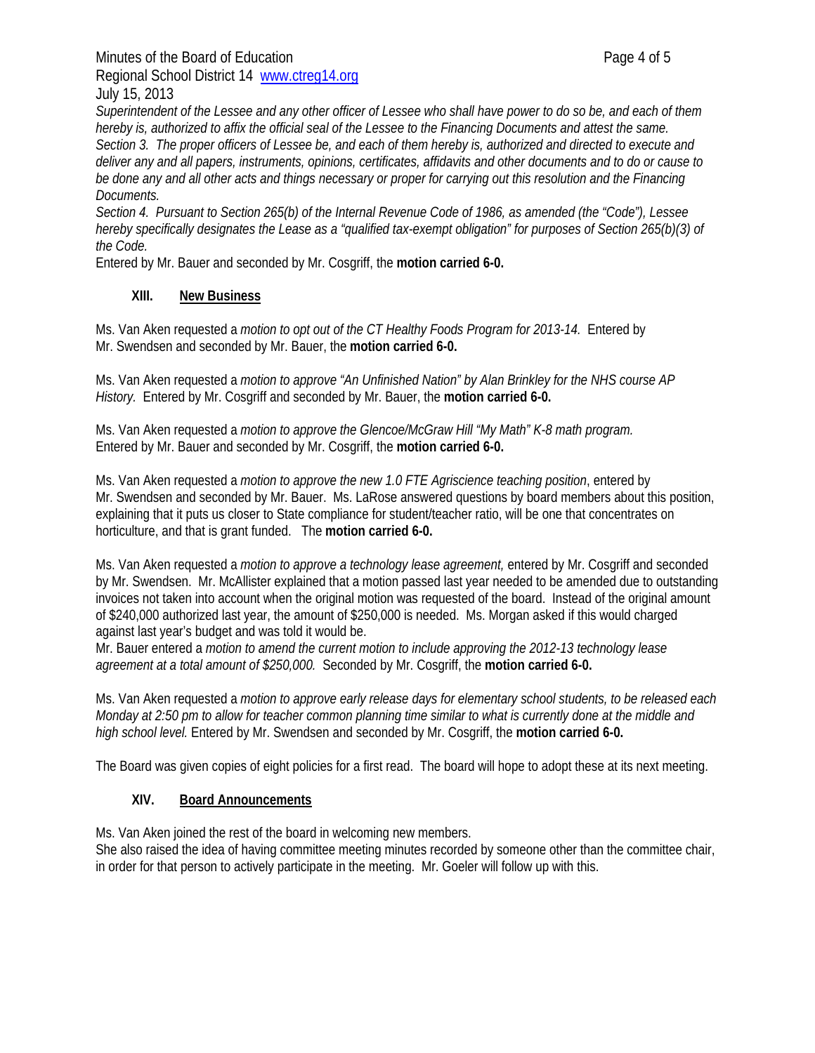*Superintendent of the Lessee and any other officer of Lessee who shall have power to do so be, and each of them hereby is, authorized to affix the official seal of the Lessee to the Financing Documents and attest the same.*
*Section 3. The proper officers of Lessee be, and each of them hereby is, authorized and directed to execute and deliver any and all papers, instruments, opinions, certificates, affidavits and other documents and to do or cause to be done any and all other acts and things necessary or proper for carrying out this resolution and the Financing Documents.*
*Section 4. Pursuant to Section 265(b) of the Internal Revenue Code of 1986, as amended (the "Code"), Lessee hereby specifically designates the Lease as a "qualified tax-exempt obligation" for purposes of Section 265(b)(3) of the Code.*
Entered by Mr. Bauer and seconded by Mr. Cosgriff, the **motion carried 6-0.**

## XIII. New Business

Ms. Van Aken requested a *motion to opt out of the CT Healthy Foods Program for 2013-14.* Entered by Mr. Swendsen and seconded by Mr. Bauer, the **motion carried 6-0.**

Ms. Van Aken requested a *motion to approve "An Unfinished Nation" by Alan Brinkley for the NHS course AP History.* Entered by Mr. Cosgriff and seconded by Mr. Bauer, the **motion carried 6-0.**

Ms. Van Aken requested a *motion to approve the Glencoe/McGraw Hill "My Math" K-8 math program.* Entered by Mr. Bauer and seconded by Mr. Cosgriff, the **motion carried 6-0.**

Ms. Van Aken requested a *motion to approve the new 1.0 FTE Agriscience teaching position*, entered by Mr. Swendsen and seconded by Mr. Bauer. Ms. LaRose answered questions by board members about this position, explaining that it puts us closer to State compliance for student/teacher ratio, will be one that concentrates on horticulture, and that is grant funded. The **motion carried 6-0.**

Ms. Van Aken requested a *motion to approve a technology lease agreement,* entered by Mr. Cosgriff and seconded by Mr. Swendsen. Mr. McAllister explained that a motion passed last year needed to be amended due to outstanding invoices not taken into account when the original motion was requested of the board. Instead of the original amount of $240,000 authorized last year, the amount of $250,000 is needed. Ms. Morgan asked if this would charged against last year's budget and was told it would be.
Mr. Bauer entered a *motion to amend the current motion to include approving the 2012-13 technology lease agreement at a total amount of $250,000.* Seconded by Mr. Cosgriff, the **motion carried 6-0.**

Ms. Van Aken requested a *motion to approve early release days for elementary school students, to be released each Monday at 2:50 pm to allow for teacher common planning time similar to what is currently done at the middle and high school level.* Entered by Mr. Swendsen and seconded by Mr. Cosgriff, the **motion carried 6-0.**

The Board was given copies of eight policies for a first read. The board will hope to adopt these at its next meeting.

## XIV. Board Announcements

Ms. Van Aken joined the rest of the board in welcoming new members.
She also raised the idea of having committee meeting minutes recorded by someone other than the committee chair, in order for that person to actively participate in the meeting. Mr. Goeler will follow up with this.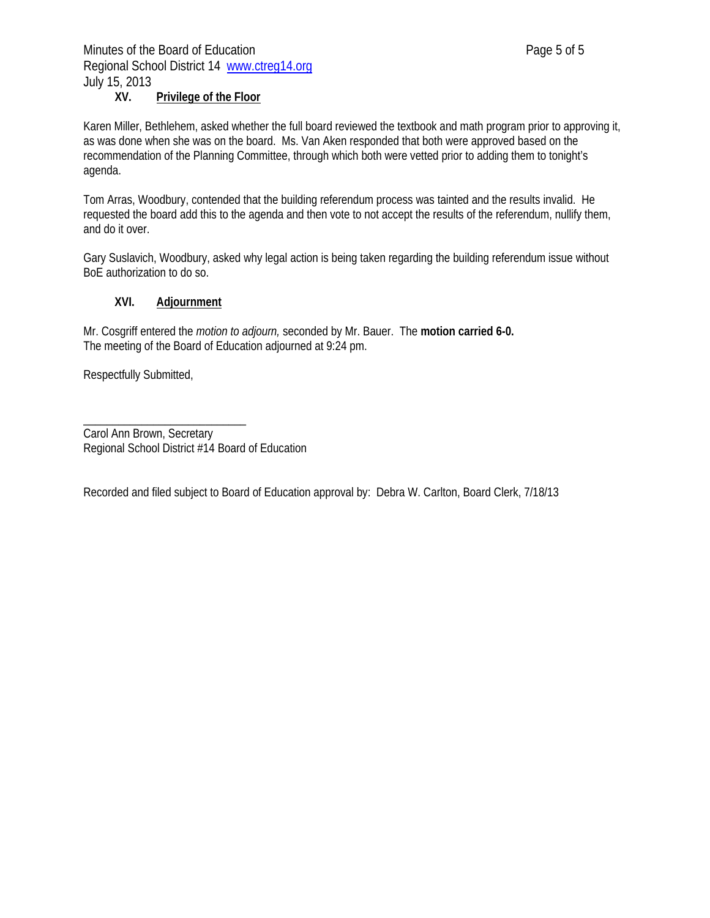## XV. Privilege of the Floor

Karen Miller, Bethlehem, asked whether the full board reviewed the textbook and math program prior to approving it, as was done when she was on the board. Ms. Van Aken responded that both were approved based on the recommendation of the Planning Committee, through which both were vetted prior to adding them to tonight's agenda.

Tom Arras, Woodbury, contended that the building referendum process was tainted and the results invalid. He requested the board add this to the agenda and then vote to not accept the results of the referendum, nullify them, and do it over.

Gary Suslavich, Woodbury, asked why legal action is being taken regarding the building referendum issue without BoE authorization to do so.

## XVI. Adjournment

Mr. Cosgriff entered the *motion to adjourn,* seconded by Mr. Bauer. The **motion carried 6-0.**
The meeting of the Board of Education adjourned at 9:24 pm.

Respectfully Submitted,

\_\_\_\_\_\_\_\_\_\_\_\_\_\_\_\_\_\_\_\_\_\_\_\_\_\_\_\_
Carol Ann Brown, Secretary
Regional School District #14 Board of Education

Recorded and filed subject to Board of Education approval by: Debra W. Carlton, Board Clerk, 7/18/13